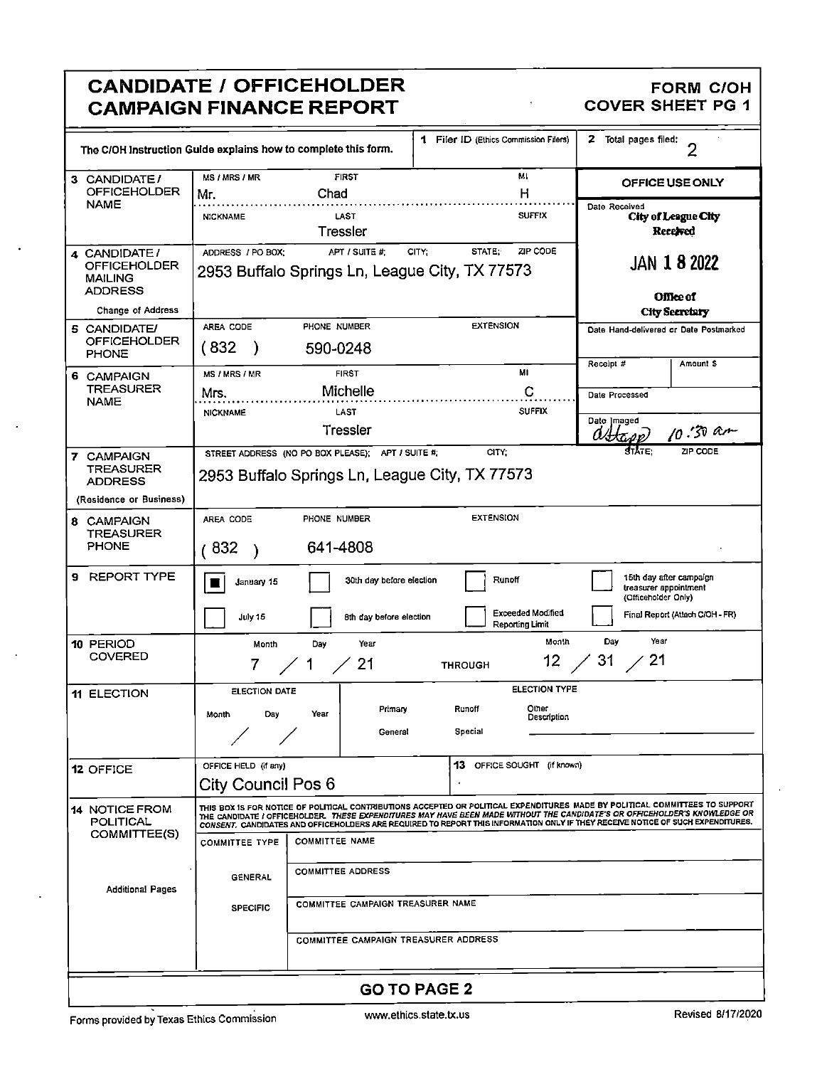# CANDIDATE / OFFICEHOLDER CAMPAIGN FINANCE REPORT

**FORM C/OH**
**COVER SHEET PG 1**

| | | |
|---|---|---|
| The C/OH Instruction Guide explains how to complete this form. | **1** Filer ID (Ethics Commission Filers) | **2** Total pages filed: 2 |

| Field | Information | OFFICE USE ONLY |
|---|---|---|
| **3** CANDIDATE / OFFICEHOLDER NAME | MS / MRS / MR: Mr. FIRST: Chad MI: H<br>NICKNAME: LAST: Tressler SUFFIX: | Date Received<br>City of League City Received<br>JAN 18 2022<br>Office of City Secretary |
| **4** CANDIDATE / OFFICEHOLDER MAILING ADDRESS (Change of Address) | ADDRESS / PO BOX; APT / SUITE #; CITY; STATE; ZIP CODE<br>2953 Buffalo Springs Ln, League City, TX 77573 | |
| **5** CANDIDATE/ OFFICEHOLDER PHONE | AREA CODE: (832) PHONE NUMBER: 590-0248 EXTENSION: | Date Hand-delivered or Date Postmarked<br>Receipt # / Amount $ |
| **6** CAMPAIGN TREASURER NAME | MS / MRS / MR: Mrs. FIRST: Michelle MI: C<br>NICKNAME: LAST: Tressler SUFFIX: | Date Processed<br>Date Imaged: astapp 10:30 am |
| **7** CAMPAIGN TREASURER ADDRESS (Residence or Business) | STREET ADDRESS (NO PO BOX PLEASE); APT / SUITE #; CITY; STATE; ZIP CODE<br>2953 Buffalo Springs Ln, League City, TX 77573 | |
| **8** CAMPAIGN TREASURER PHONE | AREA CODE: (832) PHONE NUMBER: 641-4808 EXTENSION: | |

**9 REPORT TYPE**

- [x] January 15
- [ ] July 15
- [ ] 30th day before election
- [ ] 8th day before election
- [ ] Runoff
- [ ] Exceeded Modified Reporting Limit
- [ ] 15th day after campaign treasurer appointment (Officeholder Only)
- [ ] Final Report (Attach C/OH - FR)

**10 PERIOD COVERED**

| Month | Day | Year | | Month | Day | Year |
|---|---|---|---|---|---|---|
| 7 | 1 | 21 | THROUGH | 12 | 31 | 21 |

**11 ELECTION**

ELECTION DATE: Month / Day / Year: / /

ELECTION TYPE: Primary / Runoff / Other Description / General / Special

**12 OFFICE** — OFFICE HELD (if any): City Council Pos 6

**13** OFFICE SOUGHT (if known):

**14 NOTICE FROM POLITICAL COMMITTEE(S)**

THIS BOX IS FOR NOTICE OF POLITICAL CONTRIBUTIONS ACCEPTED OR POLITICAL EXPENDITURES MADE BY POLITICAL COMMITTEES TO SUPPORT THE CANDIDATE / OFFICEHOLDER. *THESE EXPENDITURES MAY HAVE BEEN MADE WITHOUT THE CANDIDATE'S OR OFFICEHOLDER'S KNOWLEDGE OR CONSENT.* CANDIDATES AND OFFICEHOLDERS ARE REQUIRED TO REPORT THIS INFORMATION ONLY IF THEY RECEIVE NOTICE OF SUCH EXPENDITURES.

| COMMITTEE TYPE | |
|---|---|
| | COMMITTEE NAME |
| GENERAL | COMMITTEE ADDRESS |
| SPECIFIC | COMMITTEE CAMPAIGN TREASURER NAME |
| | COMMITTEE CAMPAIGN TREASURER ADDRESS |

Additional Pages

**GO TO PAGE 2**

Forms provided by Texas Ethics Commission — www.ethics.state.tx.us — Revised 8/17/2020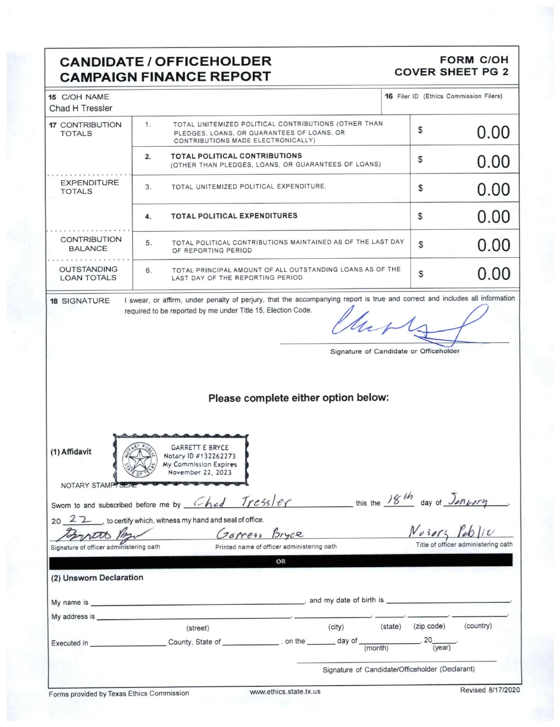# CANDIDATE / OFFICEHOLDER CAMPAIGN FINANCE REPORT

**FORM C/OH**
**COVER SHEET PG 2**

| | | | |
|---|---|---|---|
| **15** C/OH NAME<br>Chad H Tressler | | **16** Filer ID (Ethics Commission Filers) | |
| **17** CONTRIBUTION TOTALS | 1. | TOTAL UNITEMIZED POLITICAL CONTRIBUTIONS (OTHER THAN PLEDGES, LOANS, OR GUARANTEES OF LOANS, OR CONTRIBUTIONS MADE ELECTRONICALLY) | $ 0.00 |
| | **2.** | **TOTAL POLITICAL CONTRIBUTIONS** (OTHER THAN PLEDGES, LOANS, OR GUARANTEES OF LOANS) | $ 0.00 |
| EXPENDITURE TOTALS | 3. | TOTAL UNITEMIZED POLITICAL EXPENDITURE. | $ 0.00 |
| | **4.** | **TOTAL POLITICAL EXPENDITURES** | $ 0.00 |
| CONTRIBUTION BALANCE | 5. | TOTAL POLITICAL CONTRIBUTIONS MAINTAINED AS OF THE LAST DAY OF REPORTING PERIOD | $ 0.00 |
| OUTSTANDING LOAN TOTALS | 6. | TOTAL PRINCIPAL AMOUNT OF ALL OUTSTANDING LOANS AS OF THE LAST DAY OF THE REPORTING PERIOD | $ 0.00 |

**18** SIGNATURE

I swear, or affirm, under penalty of perjury, that the accompanying report is true and correct and includes all information required to be reported by me under Title 15, Election Code.

[Signature]

Signature of Candidate or Officeholder

**Please complete either option below:**

**(1) Affidavit**

NOTARY STAMP / SEAL

GARRETT E BRYCE
Notary ID #132262273
My Commission Expires
November 22, 2023

Sworn to and subscribed before me by Chad Tressler this the 18th day of January, 20 22, to certify which, witness my hand and seal of office.

[Signature] — Signature of officer administering oath

Garrett Bryce — Printed name of officer administering oath

Notary Public — Title of officer administering oath

OR

**(2) Unsworn Declaration**

My name is ____________________, and my date of birth is ____________________.

My address is ____________________, ____________________, ______, ______, ______.
(street) (city) (state) (zip code) (country)

Executed in ____________ County, State of ____________, on the ______ day of ____________ (month), 20____ (year).

____________________
Signature of Candidate/Officeholder (Declarant)

Forms provided by Texas Ethics Commission | www.ethics.state.tx.us | Revised 8/17/2020